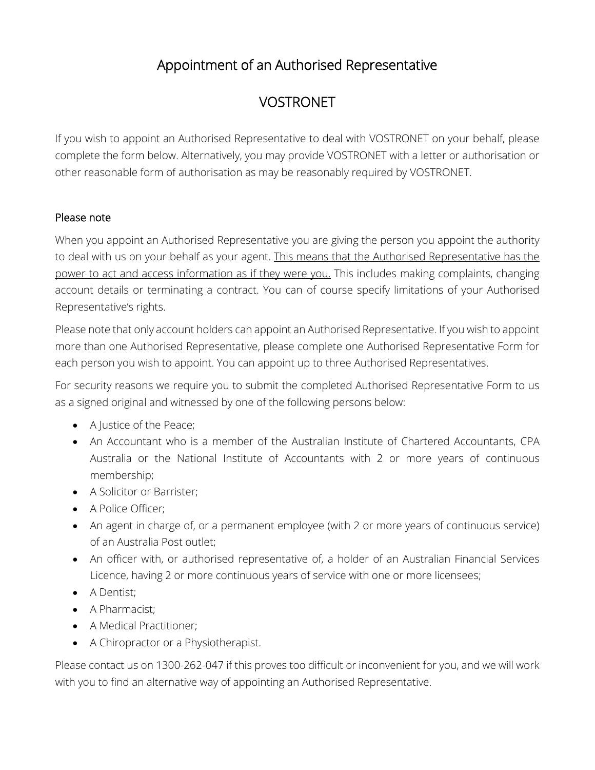# Appointment of an Authorised Representative

# VOSTRONET

If you wish to appoint an Authorised Representative to deal with VOSTRONET on your behalf, please complete the form below. Alternatively, you may provide VOSTRONET with a letter or authorisation or other reasonable form of authorisation as may be reasonably required by VOSTRONET.

## Please note

When you appoint an Authorised Representative you are giving the person you appoint the authority to deal with us on your behalf as your agent. <u>This means that the Authorised Representative has the power to act and access information as if they were you.</u> This includes making complaints, changing account details or terminating a contract. You can of course specify limitations of your Authorised Representative's rights.

Please note that only account holders can appoint an Authorised Representative. If you wish to appoint more than one Authorised Representative, please complete one Authorised Representative Form for each person you wish to appoint. You can appoint up to three Authorised Representatives.

For security reasons we require you to submit the completed Authorised Representative Form to us as a signed original and witnessed by one of the following persons below:

- A Justice of the Peace;
- An Accountant who is a member of the Australian Institute of Chartered Accountants, CPA Australia or the National Institute of Accountants with 2 or more years of continuous membership;
- A Solicitor or Barrister;
- A Police Officer;
- An agent in charge of, or a permanent employee (with 2 or more years of continuous service) of an Australia Post outlet;
- An officer with, or authorised representative of, a holder of an Australian Financial Services Licence, having 2 or more continuous years of service with one or more licensees;
- A Dentist;
- A Pharmacist;
- A Medical Practitioner;
- A Chiropractor or a Physiotherapist.

Please contact us on 1300-262-047 if this proves too difficult or inconvenient for you, and we will work with you to find an alternative way of appointing an Authorised Representative.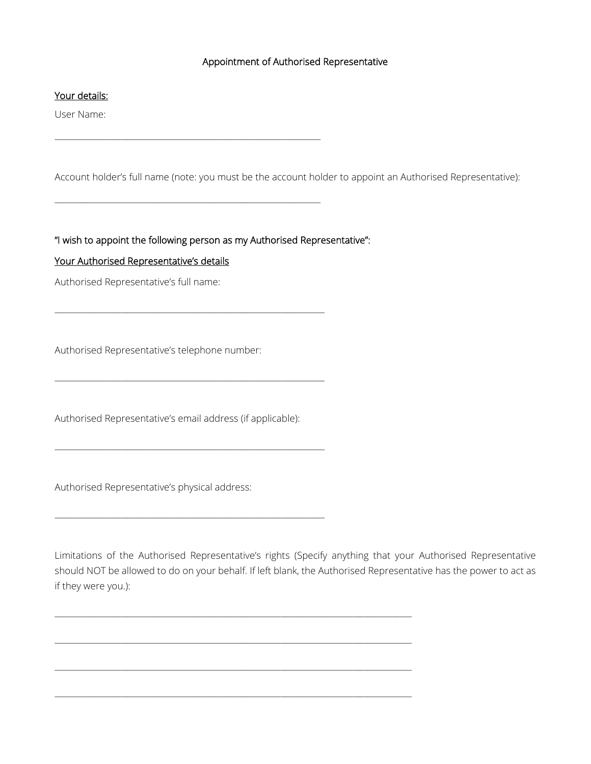Appointment of Authorised Representative

<u>Your details:</u>

User Name:

\_\_\_\_\_\_\_\_\_\_\_\_\_\_\_\_\_\_\_\_\_\_\_\_\_\_\_\_\_\_\_\_\_\_\_\_\_\_\_\_\_\_\_\_\_\_\_\_\_\_\_\_\_\_\_\_\_\_\_\_

Account holder's full name (note: you must be the account holder to appoint an Authorised Representative):

\_\_\_\_\_\_\_\_\_\_\_\_\_\_\_\_\_\_\_\_\_\_\_\_\_\_\_\_\_\_\_\_\_\_\_\_\_\_\_\_\_\_\_\_\_\_\_\_\_\_\_\_\_\_\_\_\_\_\_\_

"I wish to appoint the following person as my Authorised Representative":

<u>Your Authorised Representative's details</u>

Authorised Representative's full name:

\_\_\_\_\_\_\_\_\_\_\_\_\_\_\_\_\_\_\_\_\_\_\_\_\_\_\_\_\_\_\_\_\_\_\_\_\_\_\_\_\_\_\_\_\_\_\_\_\_\_\_\_\_\_\_\_\_\_\_\_

Authorised Representative's telephone number:

\_\_\_\_\_\_\_\_\_\_\_\_\_\_\_\_\_\_\_\_\_\_\_\_\_\_\_\_\_\_\_\_\_\_\_\_\_\_\_\_\_\_\_\_\_\_\_\_\_\_\_\_\_\_\_\_\_\_\_\_

Authorised Representative's email address (if applicable):

\_\_\_\_\_\_\_\_\_\_\_\_\_\_\_\_\_\_\_\_\_\_\_\_\_\_\_\_\_\_\_\_\_\_\_\_\_\_\_\_\_\_\_\_\_\_\_\_\_\_\_\_\_\_\_\_\_\_\_\_

Authorised Representative's physical address:

\_\_\_\_\_\_\_\_\_\_\_\_\_\_\_\_\_\_\_\_\_\_\_\_\_\_\_\_\_\_\_\_\_\_\_\_\_\_\_\_\_\_\_\_\_\_\_\_\_\_\_\_\_\_\_\_\_\_\_\_

Limitations of the Authorised Representative's rights (Specify anything that your Authorised Representative should NOT be allowed to do on your behalf. If left blank, the Authorised Representative has the power to act as if they were you.):

\_\_\_\_\_\_\_\_\_\_\_\_\_\_\_\_\_\_\_\_\_\_\_\_\_\_\_\_\_\_\_\_\_\_\_\_\_\_\_\_\_\_\_\_\_\_\_\_\_\_\_\_\_\_\_\_\_\_\_\_\_\_\_\_\_\_\_\_\_\_\_\_\_\_\_\_\_\_\_\_\_\_

\_\_\_\_\_\_\_\_\_\_\_\_\_\_\_\_\_\_\_\_\_\_\_\_\_\_\_\_\_\_\_\_\_\_\_\_\_\_\_\_\_\_\_\_\_\_\_\_\_\_\_\_\_\_\_\_\_\_\_\_\_\_\_\_\_\_\_\_\_\_\_\_\_\_\_\_\_\_\_\_\_\_

\_\_\_\_\_\_\_\_\_\_\_\_\_\_\_\_\_\_\_\_\_\_\_\_\_\_\_\_\_\_\_\_\_\_\_\_\_\_\_\_\_\_\_\_\_\_\_\_\_\_\_\_\_\_\_\_\_\_\_\_\_\_\_\_\_\_\_\_\_\_\_\_\_\_\_\_\_\_\_\_\_\_

\_\_\_\_\_\_\_\_\_\_\_\_\_\_\_\_\_\_\_\_\_\_\_\_\_\_\_\_\_\_\_\_\_\_\_\_\_\_\_\_\_\_\_\_\_\_\_\_\_\_\_\_\_\_\_\_\_\_\_\_\_\_\_\_\_\_\_\_\_\_\_\_\_\_\_\_\_\_\_\_\_\_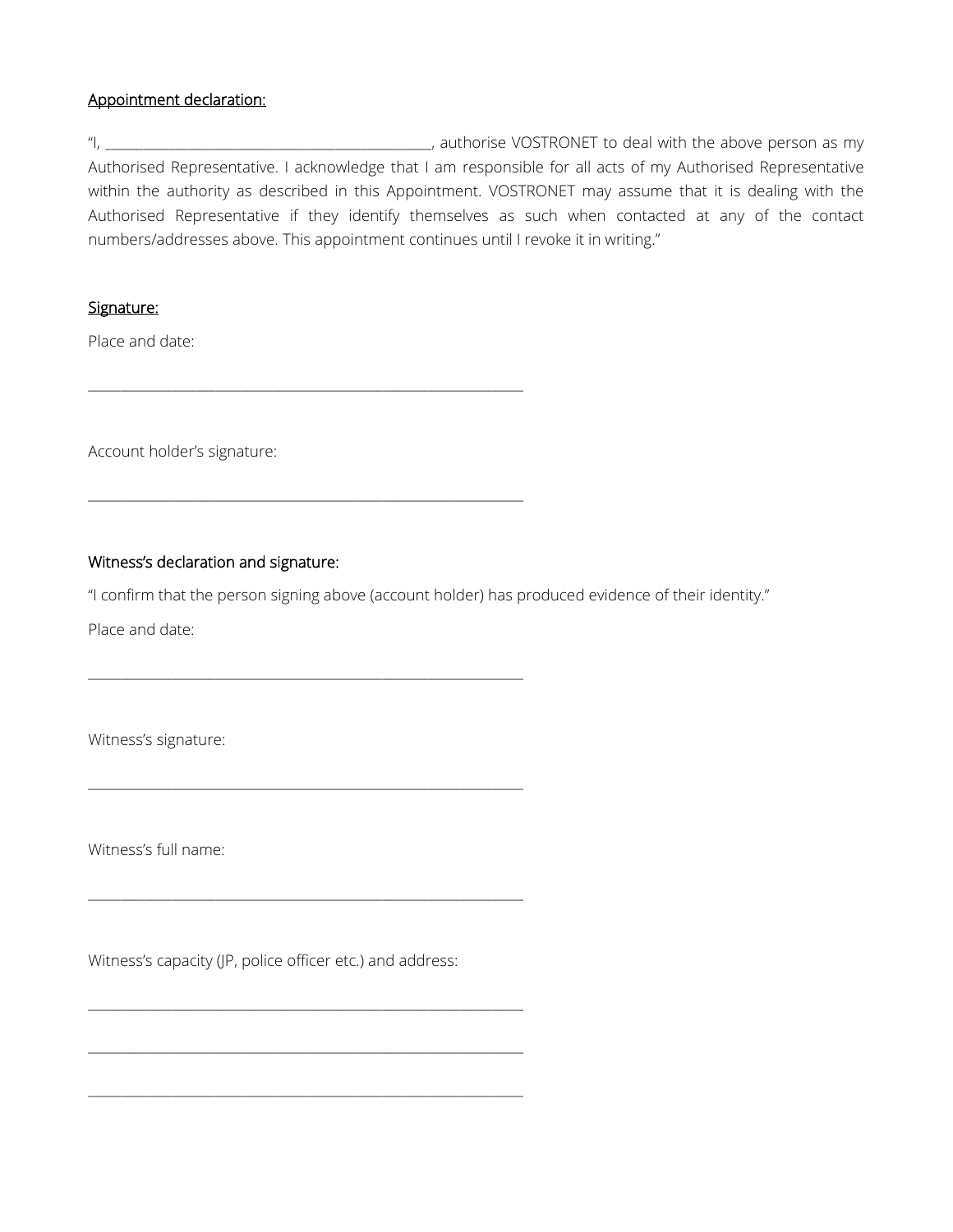Appointment declaration:

"I, ______________________________________________, authorise VOSTRONET to deal with the above person as my Authorised Representative. I acknowledge that I am responsible for all acts of my Authorised Representative within the authority as described in this Appointment. VOSTRONET may assume that it is dealing with the Authorised Representative if they identify themselves as such when contacted at any of the contact numbers/addresses above. This appointment continues until I revoke it in writing."

Signature:

Place and date:

______________________________________________________________

Account holder's signature:

______________________________________________________________

Witness's declaration and signature:

"I confirm that the person signing above (account holder) has produced evidence of their identity."

Place and date:

______________________________________________________________

Witness's signature:

______________________________________________________________

Witness's full name:

______________________________________________________________

Witness's capacity (JP, police officer etc.) and address:

______________________________________________________________

______________________________________________________________

______________________________________________________________